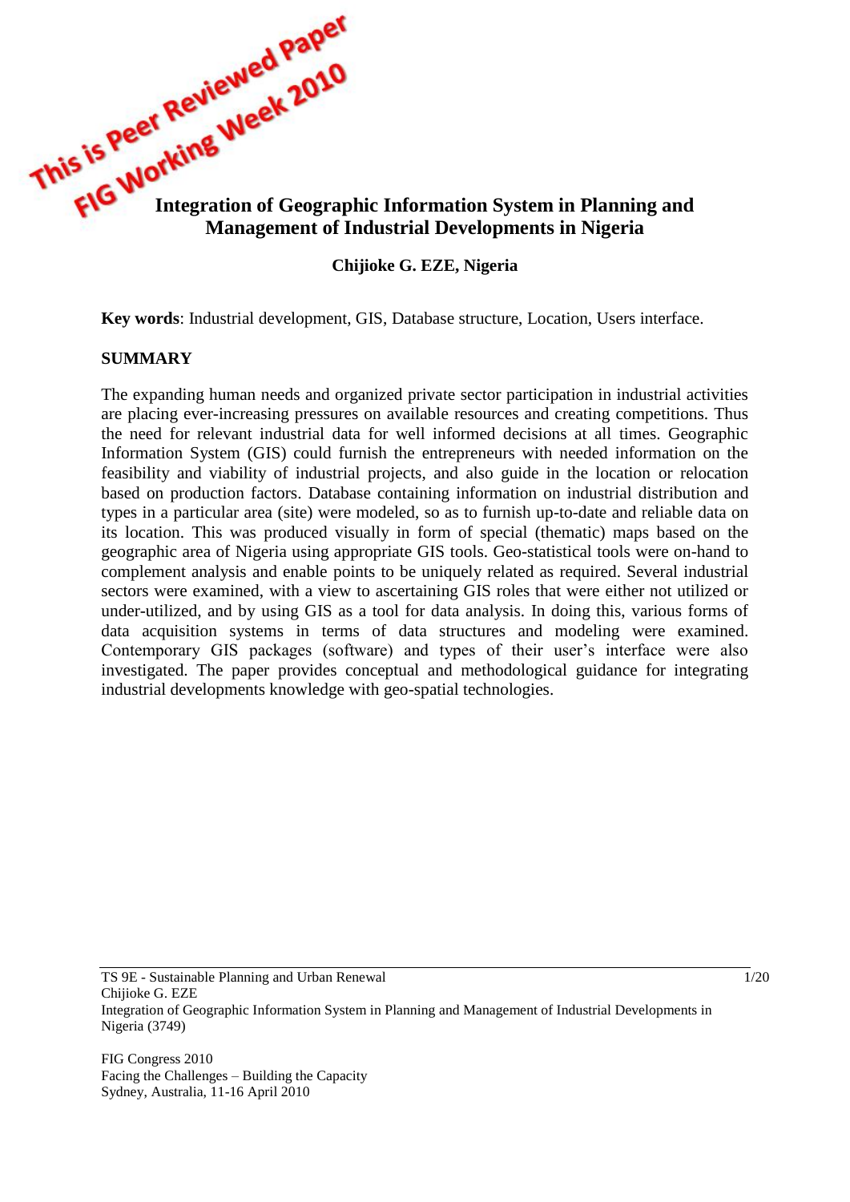# Integration of Geographic Information System in Planning and Management of Industrial Developments in Nigeria

**Chijioke G. EZE, Nigeria**

**Key words**: Industrial development, GIS, Database structure, Location, Users interface.

## SUMMARY

The expanding human needs and organized private sector participation in industrial activities are placing ever-increasing pressures on available resources and creating competitions. Thus the need for relevant industrial data for well informed decisions at all times. Geographic Information System (GIS) could furnish the entrepreneurs with needed information on the feasibility and viability of industrial projects, and also guide in the location or relocation based on production factors. Database containing information on industrial distribution and types in a particular area (site) were modeled, so as to furnish up-to-date and reliable data on its location. This was produced visually in form of special (thematic) maps based on the geographic area of Nigeria using appropriate GIS tools. Geo-statistical tools were on-hand to complement analysis and enable points to be uniquely related as required. Several industrial sectors were examined, with a view to ascertaining GIS roles that were either not utilized or under-utilized, and by using GIS as a tool for data analysis. In doing this, various forms of data acquisition systems in terms of data structures and modeling were examined. Contemporary GIS packages (software) and types of their user's interface were also investigated. The paper provides conceptual and methodological guidance for integrating industrial developments knowledge with geo-spatial technologies.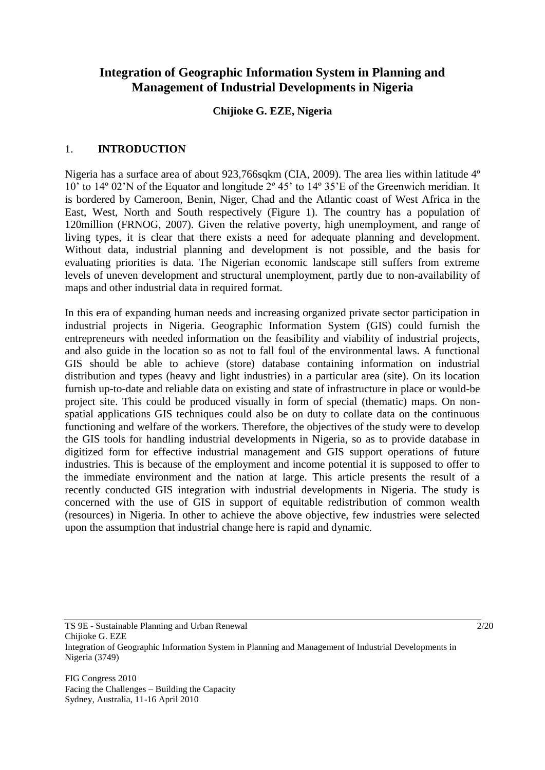# Integration of Geographic Information System in Planning and Management of Industrial Developments in Nigeria

**Chijioke G. EZE, Nigeria**

## 1. INTRODUCTION

Nigeria has a surface area of about 923,766sqkm (CIA, 2009). The area lies within latitude 4º 10' to 14º 02'N of the Equator and longitude 2º 45' to 14º 35'E of the Greenwich meridian. It is bordered by Cameroon, Benin, Niger, Chad and the Atlantic coast of West Africa in the East, West, North and South respectively (Figure 1). The country has a population of 120million (FRNOG, 2007). Given the relative poverty, high unemployment, and range of living types, it is clear that there exists a need for adequate planning and development. Without data, industrial planning and development is not possible, and the basis for evaluating priorities is data. The Nigerian economic landscape still suffers from extreme levels of uneven development and structural unemployment, partly due to non-availability of maps and other industrial data in required format.

In this era of expanding human needs and increasing organized private sector participation in industrial projects in Nigeria. Geographic Information System (GIS) could furnish the entrepreneurs with needed information on the feasibility and viability of industrial projects, and also guide in the location so as not to fall foul of the environmental laws. A functional GIS should be able to achieve (store) database containing information on industrial distribution and types (heavy and light industries) in a particular area (site). On its location furnish up-to-date and reliable data on existing and state of infrastructure in place or would-be project site. This could be produced visually in form of special (thematic) maps. On non-spatial applications GIS techniques could also be on duty to collate data on the continuous functioning and welfare of the workers. Therefore, the objectives of the study were to develop the GIS tools for handling industrial developments in Nigeria, so as to provide database in digitized form for effective industrial management and GIS support operations of future industries. This is because of the employment and income potential it is supposed to offer to the immediate environment and the nation at large. This article presents the result of a recently conducted GIS integration with industrial developments in Nigeria. The study is concerned with the use of GIS in support of equitable redistribution of common wealth (resources) in Nigeria. In other to achieve the above objective, few industries were selected upon the assumption that industrial change here is rapid and dynamic.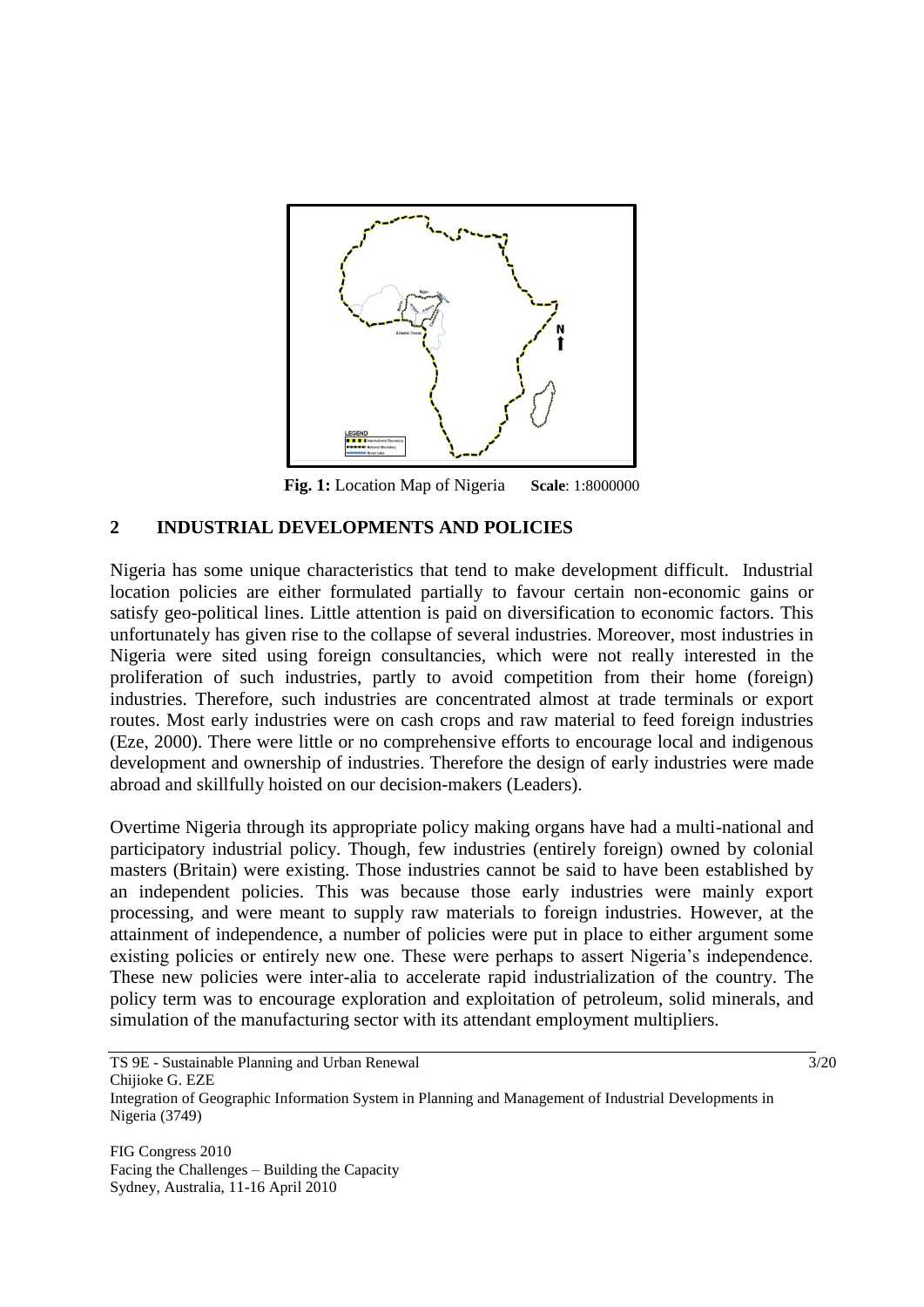**Fig. 1:** Location Map of Nigeria **Scale**: 1:8000000

## 2 INDUSTRIAL DEVELOPMENTS AND POLICIES

Nigeria has some unique characteristics that tend to make development difficult. Industrial location policies are either formulated partially to favour certain non-economic gains or satisfy geo-political lines. Little attention is paid on diversification to economic factors. This unfortunately has given rise to the collapse of several industries. Moreover, most industries in Nigeria were sited using foreign consultancies, which were not really interested in the proliferation of such industries, partly to avoid competition from their home (foreign) industries. Therefore, such industries are concentrated almost at trade terminals or export routes. Most early industries were on cash crops and raw material to feed foreign industries (Eze, 2000). There were little or no comprehensive efforts to encourage local and indigenous development and ownership of industries. Therefore the design of early industries were made abroad and skillfully hoisted on our decision-makers (Leaders).

Overtime Nigeria through its appropriate policy making organs have had a multi-national and participatory industrial policy. Though, few industries (entirely foreign) owned by colonial masters (Britain) were existing. Those industries cannot be said to have been established by an independent policies. This was because those early industries were mainly export processing, and were meant to supply raw materials to foreign industries. However, at the attainment of independence, a number of policies were put in place to either argument some existing policies or entirely new one. These were perhaps to assert Nigeria's independence. These new policies were inter-alia to accelerate rapid industrialization of the country. The policy term was to encourage exploration and exploitation of petroleum, solid minerals, and simulation of the manufacturing sector with its attendant employment multipliers.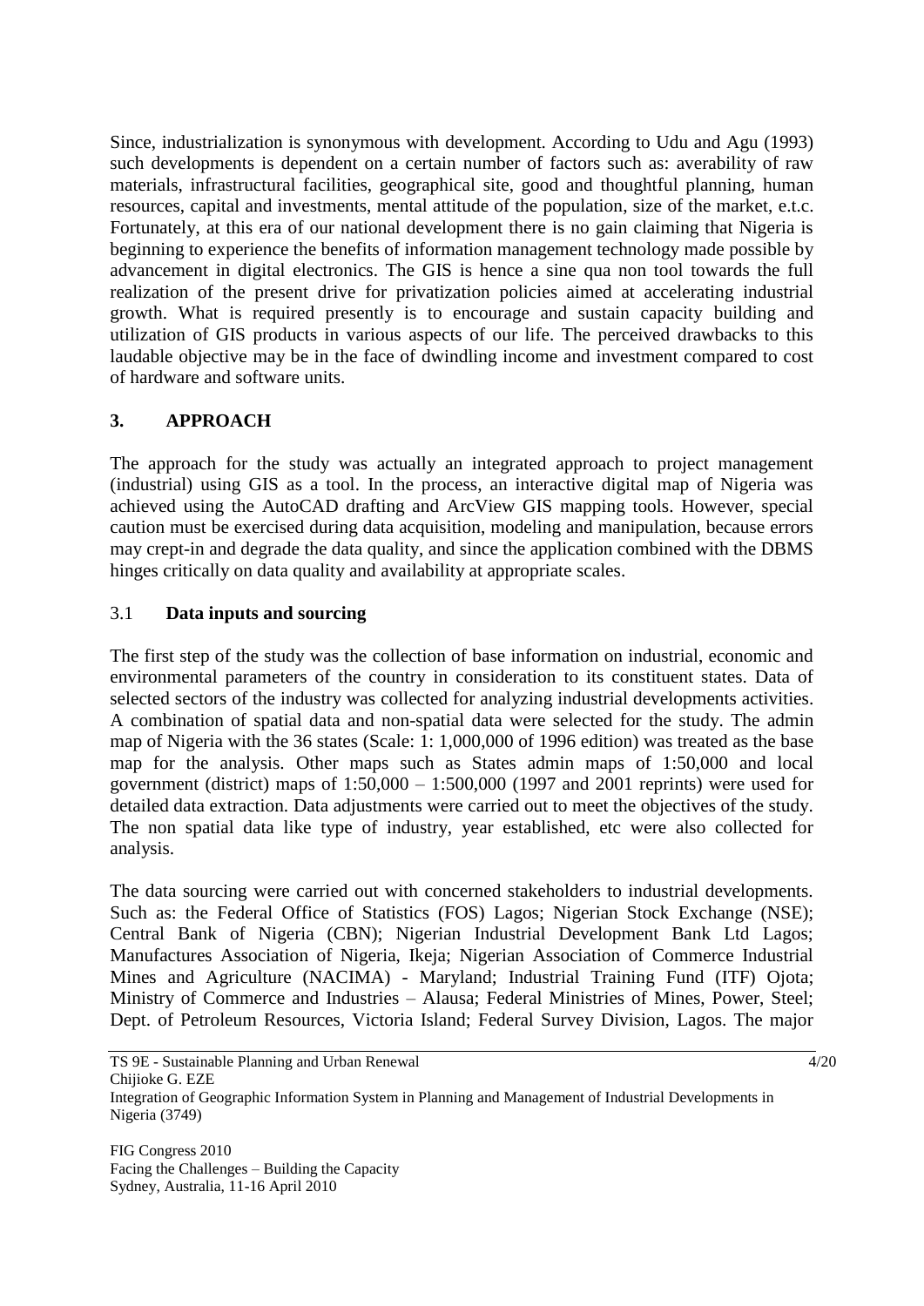Since, industrialization is synonymous with development. According to Udu and Agu (1993) such developments is dependent on a certain number of factors such as: averability of raw materials, infrastructural facilities, geographical site, good and thoughtful planning, human resources, capital and investments, mental attitude of the population, size of the market, e.t.c. Fortunately, at this era of our national development there is no gain claiming that Nigeria is beginning to experience the benefits of information management technology made possible by advancement in digital electronics. The GIS is hence a sine qua non tool towards the full realization of the present drive for privatization policies aimed at accelerating industrial growth. What is required presently is to encourage and sustain capacity building and utilization of GIS products in various aspects of our life. The perceived drawbacks to this laudable objective may be in the face of dwindling income and investment compared to cost of hardware and software units.

## 3. APPROACH

The approach for the study was actually an integrated approach to project management (industrial) using GIS as a tool. In the process, an interactive digital map of Nigeria was achieved using the AutoCAD drafting and ArcView GIS mapping tools. However, special caution must be exercised during data acquisition, modeling and manipulation, because errors may crept-in and degrade the data quality, and since the application combined with the DBMS hinges critically on data quality and availability at appropriate scales.

### 3.1 Data inputs and sourcing

The first step of the study was the collection of base information on industrial, economic and environmental parameters of the country in consideration to its constituent states. Data of selected sectors of the industry was collected for analyzing industrial developments activities. A combination of spatial data and non-spatial data were selected for the study. The admin map of Nigeria with the 36 states (Scale: 1: 1,000,000 of 1996 edition) was treated as the base map for the analysis. Other maps such as States admin maps of 1:50,000 and local government (district) maps of 1:50,000 – 1:500,000 (1997 and 2001 reprints) were used for detailed data extraction. Data adjustments were carried out to meet the objectives of the study. The non spatial data like type of industry, year established, etc were also collected for analysis.

The data sourcing were carried out with concerned stakeholders to industrial developments. Such as: the Federal Office of Statistics (FOS) Lagos; Nigerian Stock Exchange (NSE); Central Bank of Nigeria (CBN); Nigerian Industrial Development Bank Ltd Lagos; Manufactures Association of Nigeria, Ikeja; Nigerian Association of Commerce Industrial Mines and Agriculture (NACIMA) - Maryland; Industrial Training Fund (ITF) Ojota; Ministry of Commerce and Industries – Alausa; Federal Ministries of Mines, Power, Steel; Dept. of Petroleum Resources, Victoria Island; Federal Survey Division, Lagos. The major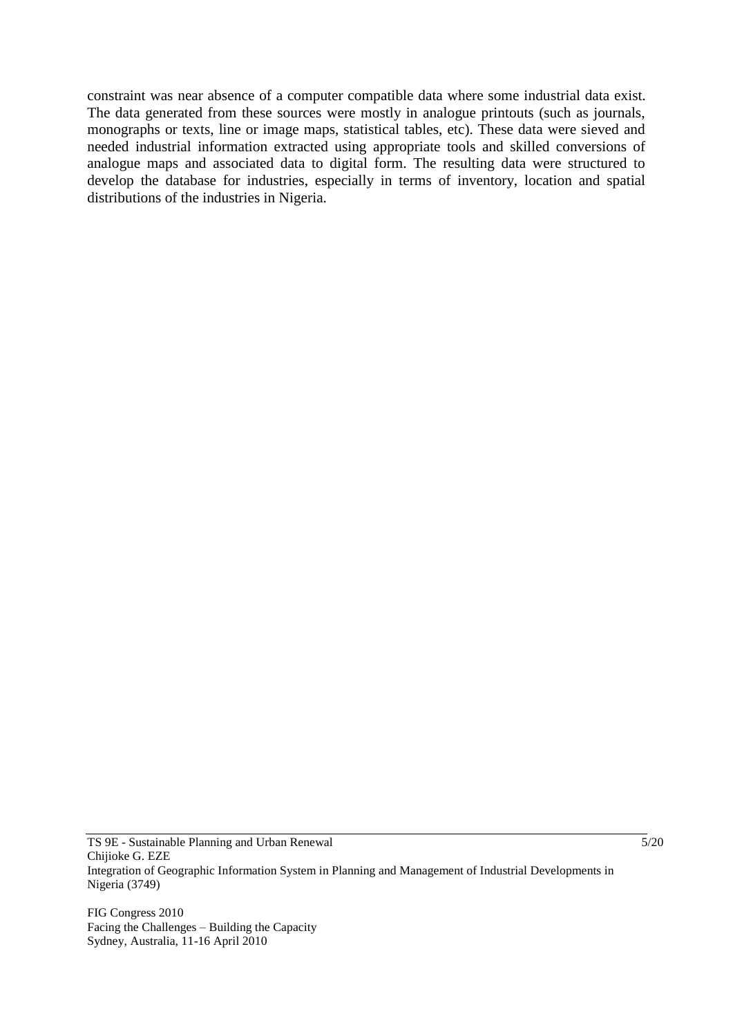constraint was near absence of a computer compatible data where some industrial data exist. The data generated from these sources were mostly in analogue printouts (such as journals, monographs or texts, line or image maps, statistical tables, etc). These data were sieved and needed industrial information extracted using appropriate tools and skilled conversions of analogue maps and associated data to digital form. The resulting data were structured to develop the database for industries, especially in terms of inventory, location and spatial distributions of the industries in Nigeria.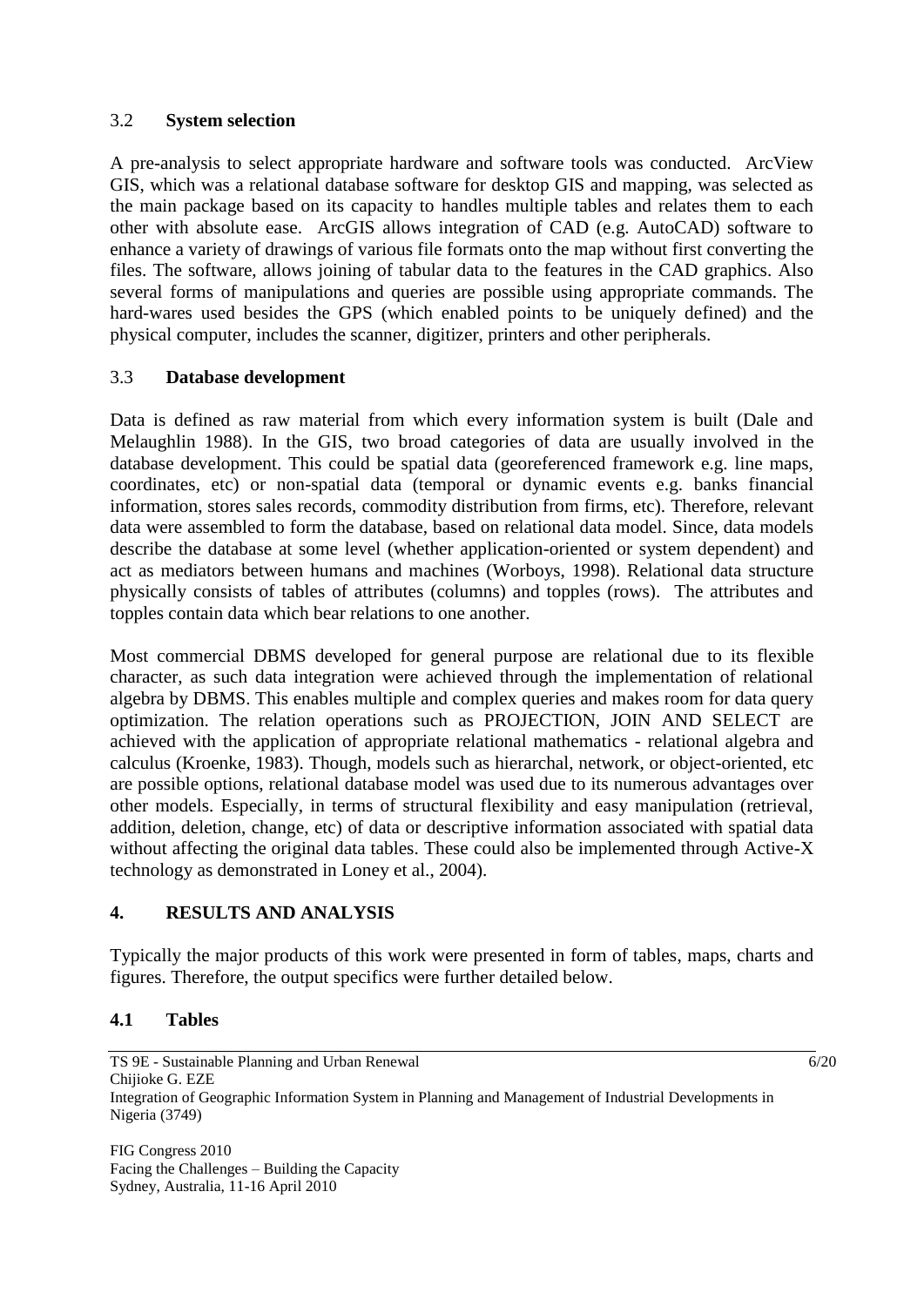### 3.2 **System selection**

A pre-analysis to select appropriate hardware and software tools was conducted. ArcView GIS, which was a relational database software for desktop GIS and mapping, was selected as the main package based on its capacity to handles multiple tables and relates them to each other with absolute ease. ArcGIS allows integration of CAD (e.g. AutoCAD) software to enhance a variety of drawings of various file formats onto the map without first converting the files. The software, allows joining of tabular data to the features in the CAD graphics. Also several forms of manipulations and queries are possible using appropriate commands. The hard-wares used besides the GPS (which enabled points to be uniquely defined) and the physical computer, includes the scanner, digitizer, printers and other peripherals.

### 3.3 **Database development**

Data is defined as raw material from which every information system is built (Dale and Melaughlin 1988). In the GIS, two broad categories of data are usually involved in the database development. This could be spatial data (georeferenced framework e.g. line maps, coordinates, etc) or non-spatial data (temporal or dynamic events e.g. banks financial information, stores sales records, commodity distribution from firms, etc). Therefore, relevant data were assembled to form the database, based on relational data model. Since, data models describe the database at some level (whether application-oriented or system dependent) and act as mediators between humans and machines (Worboys, 1998). Relational data structure physically consists of tables of attributes (columns) and topples (rows). The attributes and topples contain data which bear relations to one another.

Most commercial DBMS developed for general purpose are relational due to its flexible character, as such data integration were achieved through the implementation of relational algebra by DBMS. This enables multiple and complex queries and makes room for data query optimization. The relation operations such as PROJECTION, JOIN AND SELECT are achieved with the application of appropriate relational mathematics - relational algebra and calculus (Kroenke, 1983). Though, models such as hierarchal, network, or object-oriented, etc are possible options, relational database model was used due to its numerous advantages over other models. Especially, in terms of structural flexibility and easy manipulation (retrieval, addition, deletion, change, etc) of data or descriptive information associated with spatial data without affecting the original data tables. These could also be implemented through Active-X technology as demonstrated in Loney et al., 2004).

## **4. RESULTS AND ANALYSIS**

Typically the major products of this work were presented in form of tables, maps, charts and figures. Therefore, the output specifics were further detailed below.

### **4.1 Tables**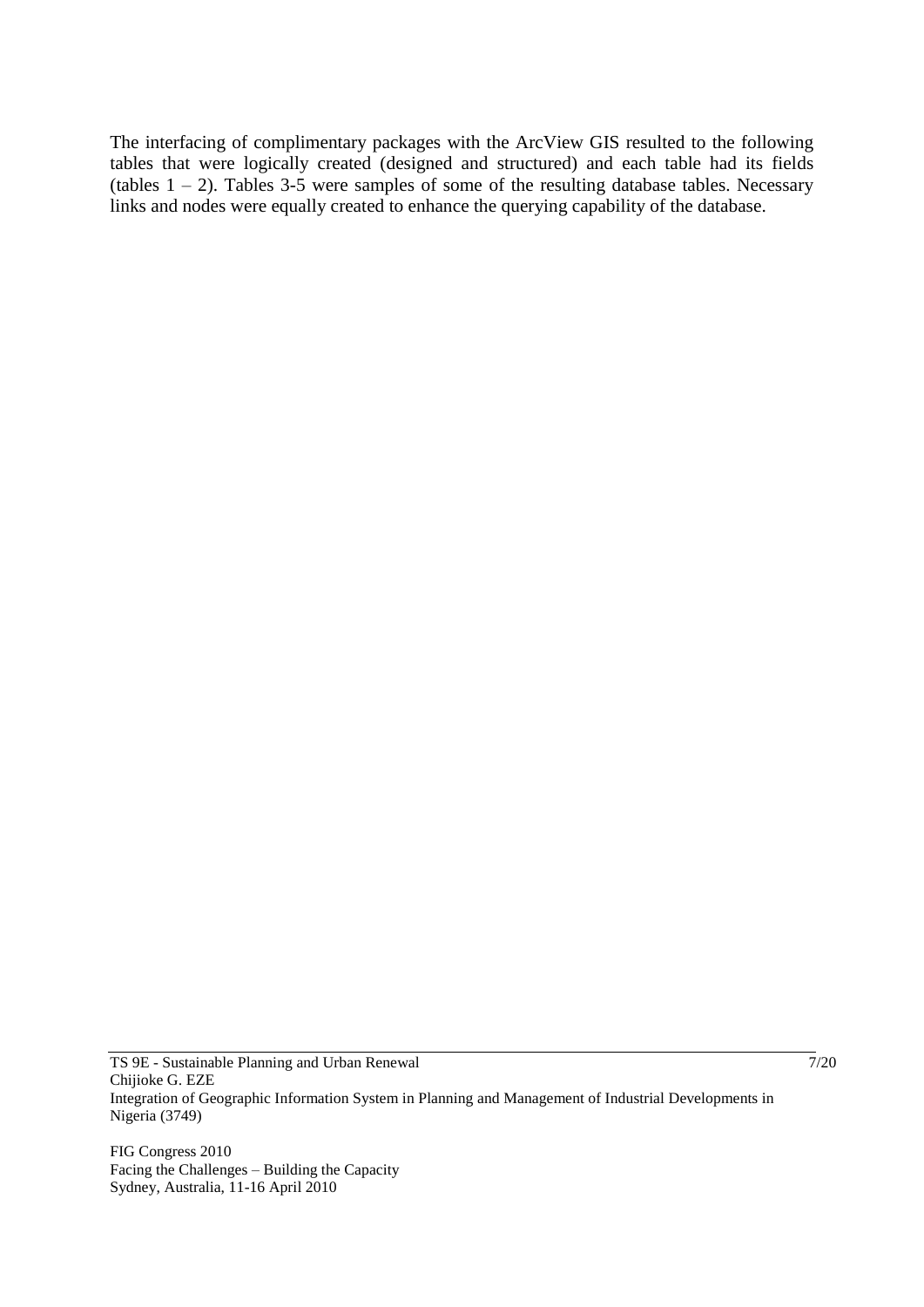The interfacing of complimentary packages with the ArcView GIS resulted to the following tables that were logically created (designed and structured) and each table had its fields (tables 1 – 2). Tables 3-5 were samples of some of the resulting database tables. Necessary links and nodes were equally created to enhance the querying capability of the database.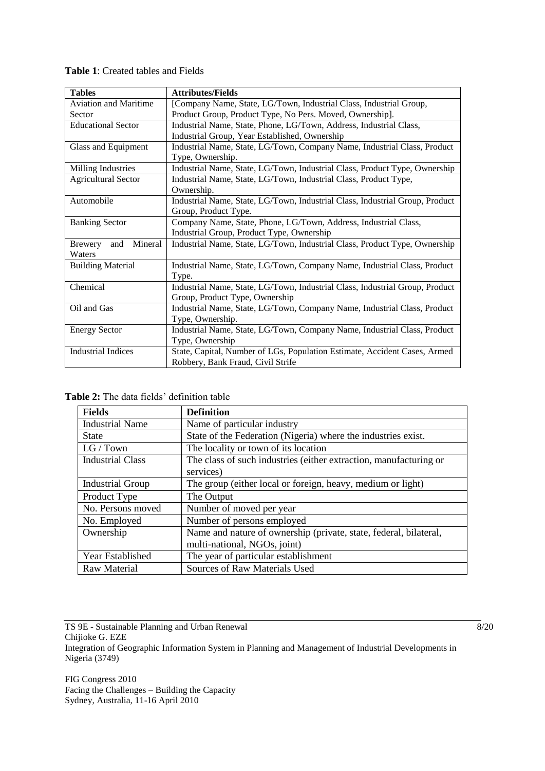**Table 1**: Created tables and Fields

| Tables | Attributes/Fields |
|---|---|
| Aviation and Maritime Sector | [Company Name, State, LG/Town, Industrial Class, Industrial Group, Product Group, Product Type, No Pers. Moved, Ownership]. |
| Educational Sector | Industrial Name, State, Phone, LG/Town, Address, Industrial Class, Industrial Group, Year Established, Ownership |
| Glass and Equipment | Industrial Name, State, LG/Town, Company Name, Industrial Class, Product Type, Ownership. |
| Milling Industries | Industrial Name, State, LG/Town, Industrial Class, Product Type, Ownership |
| Agricultural Sector | Industrial Name, State, LG/Town, Industrial Class, Product Type, Ownership. |
| Automobile | Industrial Name, State, LG/Town, Industrial Class, Industrial Group, Product Group, Product Type. |
| Banking Sector | Company Name, State, Phone, LG/Town, Address, Industrial Class, Industrial Group, Product Type, Ownership |
| Brewery and Mineral Waters | Industrial Name, State, LG/Town, Industrial Class, Product Type, Ownership |
| Building Material | Industrial Name, State, LG/Town, Company Name, Industrial Class, Product Type. |
| Chemical | Industrial Name, State, LG/Town, Industrial Class, Industrial Group, Product Group, Product Type, Ownership |
| Oil and Gas | Industrial Name, State, LG/Town, Company Name, Industrial Class, Product Type, Ownership. |
| Energy Sector | Industrial Name, State, LG/Town, Company Name, Industrial Class, Product Type, Ownership |
| Industrial Indices | State, Capital, Number of LGs, Population Estimate, Accident Cases, Armed Robbery, Bank Fraud, Civil Strife |

**Table 2:** The data fields' definition table

| Fields | Definition |
|---|---|
| Industrial Name | Name of particular industry |
| State | State of the Federation (Nigeria) where the industries exist. |
| LG / Town | The locality or town of its location |
| Industrial Class | The class of such industries (either extraction, manufacturing or services) |
| Industrial Group | The group (either local or foreign, heavy, medium or light) |
| Product Type | The Output |
| No. Persons moved | Number of moved per year |
| No. Employed | Number of persons employed |
| Ownership | Name and nature of ownership (private, state, federal, bilateral, multi-national, NGOs, joint) |
| Year Established | The year of particular establishment |
| Raw Material | Sources of Raw Materials Used |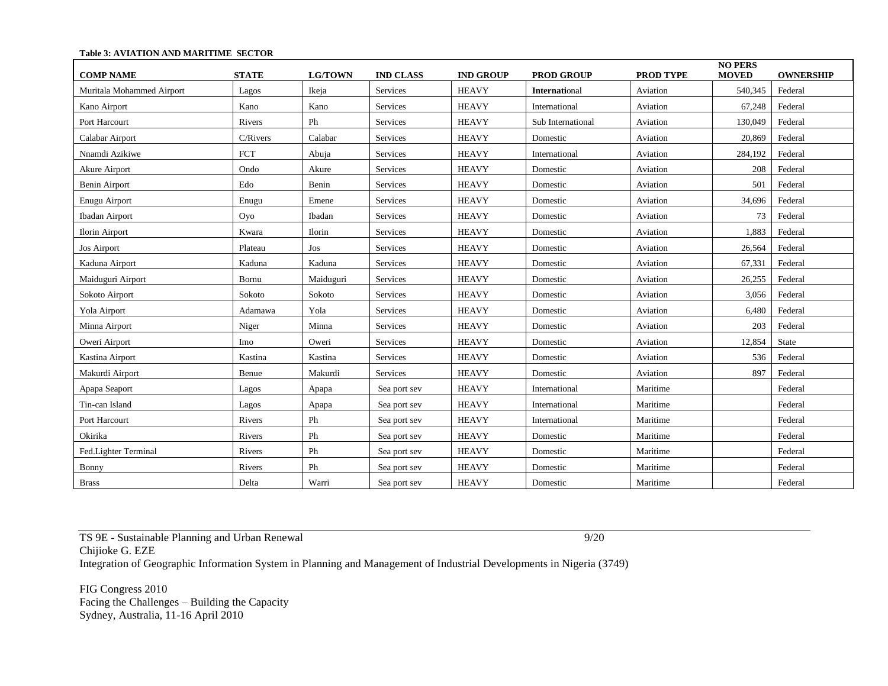**Table 3: AVIATION AND MARITIME SECTOR**

| COMP NAME | STATE | LG/TOWN | IND CLASS | IND GROUP | PROD GROUP | PROD TYPE | NO PERS MOVED | OWNERSHIP |
|---|---|---|---|---|---|---|---|---|
| Muritala Mohammed Airport | Lagos | Ikeja | Services | HEAVY | **Internati**onal | Aviation | 540,345 | Federal |
| Kano Airport | Kano | Kano | Services | HEAVY | International | Aviation | 67,248 | Federal |
| Port Harcourt | Rivers | Ph | Services | HEAVY | Sub International | Aviation | 130,049 | Federal |
| Calabar Airport | C/Rivers | Calabar | Services | HEAVY | Domestic | Aviation | 20,869 | Federal |
| Nnamdi Azikiwe | FCT | Abuja | Services | HEAVY | International | Aviation | 284,192 | Federal |
| Akure Airport | Ondo | Akure | Services | HEAVY | Domestic | Aviation | 208 | Federal |
| Benin Airport | Edo | Benin | Services | HEAVY | Domestic | Aviation | 501 | Federal |
| Enugu Airport | Enugu | Emene | Services | HEAVY | Domestic | Aviation | 34,696 | Federal |
| Ibadan Airport | Oyo | Ibadan | Services | HEAVY | Domestic | Aviation | 73 | Federal |
| Ilorin Airport | Kwara | Ilorin | Services | HEAVY | Domestic | Aviation | 1,883 | Federal |
| Jos Airport | Plateau | Jos | Services | HEAVY | Domestic | Aviation | 26,564 | Federal |
| Kaduna Airport | Kaduna | Kaduna | Services | HEAVY | Domestic | Aviation | 67,331 | Federal |
| Maiduguri Airport | Bornu | Maiduguri | Services | HEAVY | Domestic | Aviation | 26,255 | Federal |
| Sokoto Airport | Sokoto | Sokoto | Services | HEAVY | Domestic | Aviation | 3,056 | Federal |
| Yola Airport | Adamawa | Yola | Services | HEAVY | Domestic | Aviation | 6,480 | Federal |
| Minna Airport | Niger | Minna | Services | HEAVY | Domestic | Aviation | 203 | Federal |
| Oweri Airport | Imo | Oweri | Services | HEAVY | Domestic | Aviation | 12,854 | State |
| Kastina Airport | Kastina | Kastina | Services | HEAVY | Domestic | Aviation | 536 | Federal |
| Makurdi Airport | Benue | Makurdi | Services | HEAVY | Domestic | Aviation | 897 | Federal |
| Apapa Seaport | Lagos | Apapa | Sea port sev | HEAVY | International | Maritime | | Federal |
| Tin-can Island | Lagos | Apapa | Sea port sev | HEAVY | International | Maritime | | Federal |
| Port Harcourt | Rivers | Ph | Sea port sev | HEAVY | International | Maritime | | Federal |
| Okirika | Rivers | Ph | Sea port sev | HEAVY | Domestic | Maritime | | Federal |
| Fed.Lighter Terminal | Rivers | Ph | Sea port sev | HEAVY | Domestic | Maritime | | Federal |
| Bonny | Rivers | Ph | Sea port sev | HEAVY | Domestic | Maritime | | Federal |
| Brass | Delta | Warri | Sea port sev | HEAVY | Domestic | Maritime | | Federal |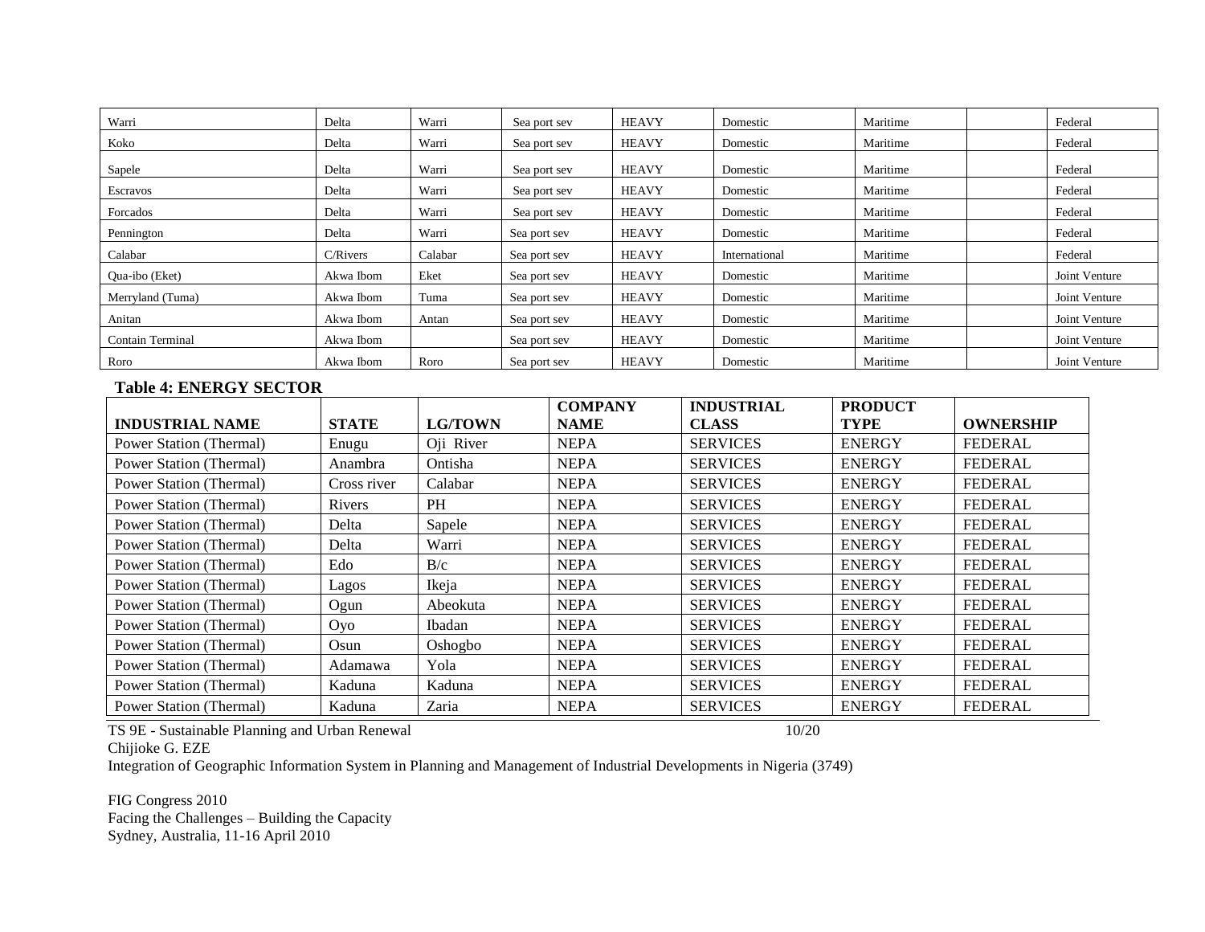| | | | | | | | | |
|---|---|---|---|---|---|---|---|---|
| Warri | Delta | Warri | Sea port sev | HEAVY | Domestic | Maritime | | Federal |
| Koko | Delta | Warri | Sea port sev | HEAVY | Domestic | Maritime | | Federal |
| Sapele | Delta | Warri | Sea port sev | HEAVY | Domestic | Maritime | | Federal |
| Escravos | Delta | Warri | Sea port sev | HEAVY | Domestic | Maritime | | Federal |
| Forcados | Delta | Warri | Sea port sev | HEAVY | Domestic | Maritime | | Federal |
| Pennington | Delta | Warri | Sea port sev | HEAVY | Domestic | Maritime | | Federal |
| Calabar | C/Rivers | Calabar | Sea port sev | HEAVY | International | Maritime | | Federal |
| Qua-ibo (Eket) | Akwa Ibom | Eket | Sea port sev | HEAVY | Domestic | Maritime | | Joint Venture |
| Merryland (Tuma) | Akwa Ibom | Tuma | Sea port sev | HEAVY | Domestic | Maritime | | Joint Venture |
| Anitan | Akwa Ibom | Antan | Sea port sev | HEAVY | Domestic | Maritime | | Joint Venture |
| Contain Terminal | Akwa Ibom | | Sea port sev | HEAVY | Domestic | Maritime | | Joint Venture |
| Roro | Akwa Ibom | Roro | Sea port sev | HEAVY | Domestic | Maritime | | Joint Venture |

**Table 4: ENERGY SECTOR**

| INDUSTRIAL NAME | STATE | LG/TOWN | COMPANY NAME | INDUSTRIAL CLASS | PRODUCT TYPE | OWNERSHIP |
|---|---|---|---|---|---|---|
| Power Station (Thermal) | Enugu | Oji River | NEPA | SERVICES | ENERGY | FEDERAL |
| Power Station (Thermal) | Anambra | Ontisha | NEPA | SERVICES | ENERGY | FEDERAL |
| Power Station (Thermal) | Cross river | Calabar | NEPA | SERVICES | ENERGY | FEDERAL |
| Power Station (Thermal) | Rivers | PH | NEPA | SERVICES | ENERGY | FEDERAL |
| Power Station (Thermal) | Delta | Sapele | NEPA | SERVICES | ENERGY | FEDERAL |
| Power Station (Thermal) | Delta | Warri | NEPA | SERVICES | ENERGY | FEDERAL |
| Power Station (Thermal) | Edo | B/c | NEPA | SERVICES | ENERGY | FEDERAL |
| Power Station (Thermal) | Lagos | Ikeja | NEPA | SERVICES | ENERGY | FEDERAL |
| Power Station (Thermal) | Ogun | Abeokuta | NEPA | SERVICES | ENERGY | FEDERAL |
| Power Station (Thermal) | Oyo | Ibadan | NEPA | SERVICES | ENERGY | FEDERAL |
| Power Station (Thermal) | Osun | Oshogbo | NEPA | SERVICES | ENERGY | FEDERAL |
| Power Station (Thermal) | Adamawa | Yola | NEPA | SERVICES | ENERGY | FEDERAL |
| Power Station (Thermal) | Kaduna | Kaduna | NEPA | SERVICES | ENERGY | FEDERAL |
| Power Station (Thermal) | Kaduna | Zaria | NEPA | SERVICES | ENERGY | FEDERAL |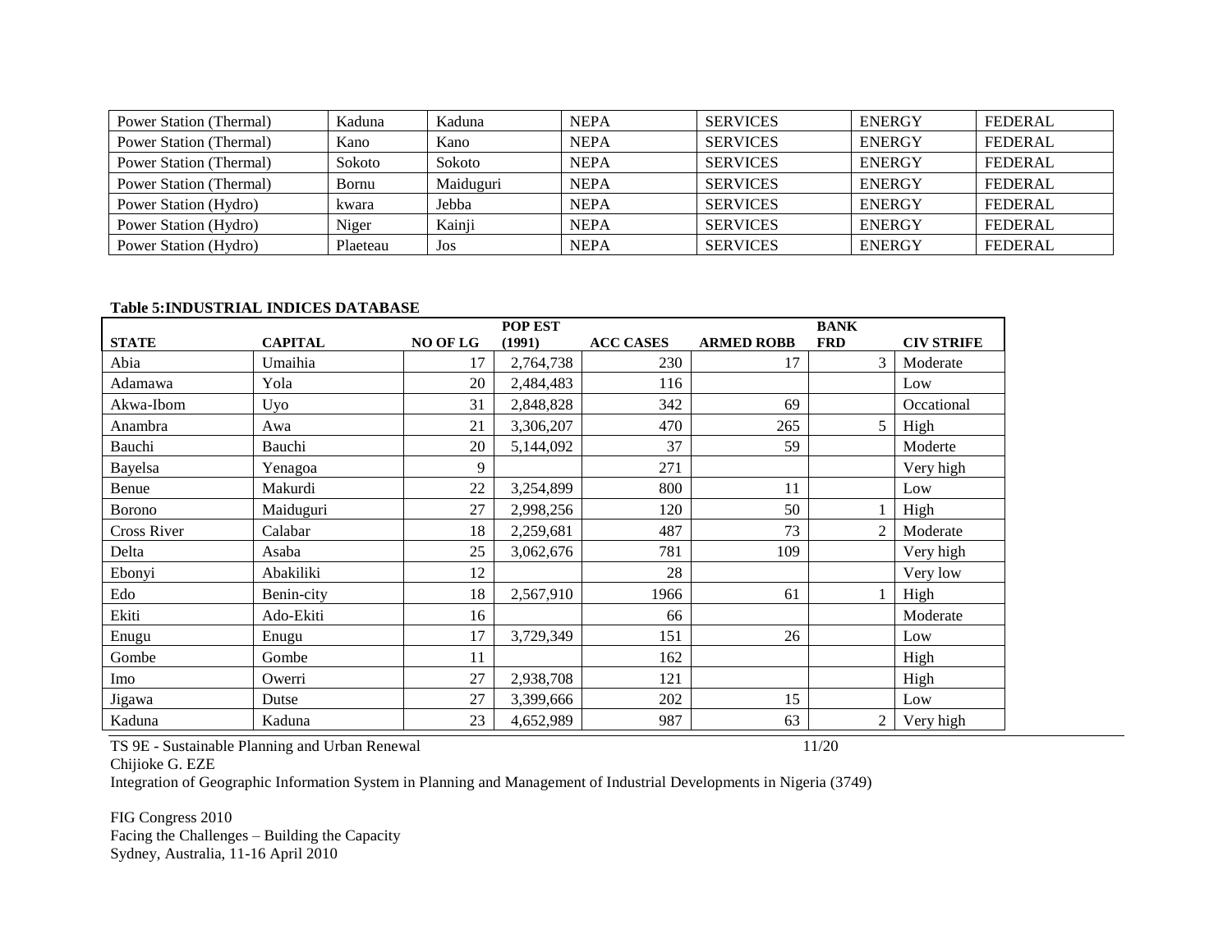| | | | | | | |
|---|---|---|---|---|---|---|
| Power Station (Thermal) | Kaduna | Kaduna | NEPA | SERVICES | ENERGY | FEDERAL |
| Power Station (Thermal) | Kano | Kano | NEPA | SERVICES | ENERGY | FEDERAL |
| Power Station (Thermal) | Sokoto | Sokoto | NEPA | SERVICES | ENERGY | FEDERAL |
| Power Station (Thermal) | Bornu | Maiduguri | NEPA | SERVICES | ENERGY | FEDERAL |
| Power Station (Hydro) | kwara | Jebba | NEPA | SERVICES | ENERGY | FEDERAL |
| Power Station (Hydro) | Niger | Kainji | NEPA | SERVICES | ENERGY | FEDERAL |
| Power Station (Hydro) | Plaeteau | Jos | NEPA | SERVICES | ENERGY | FEDERAL |

**Table 5:INDUSTRIAL INDICES DATABASE**

| STATE | CAPITAL | NO OF LG | POP EST (1991) | ACC CASES | ARMED ROBB | BANK FRD | CIV STRIFE |
|---|---|---|---|---|---|---|---|
| Abia | Umaihia | 17 | 2,764,738 | 230 | 17 | 3 | Moderate |
| Adamawa | Yola | 20 | 2,484,483 | 116 | | | Low |
| Akwa-Ibom | Uyo | 31 | 2,848,828 | 342 | 69 | | Occational |
| Anambra | Awa | 21 | 3,306,207 | 470 | 265 | 5 | High |
| Bauchi | Bauchi | 20 | 5,144,092 | 37 | 59 | | Moderte |
| Bayelsa | Yenagoa | 9 | | 271 | | | Very high |
| Benue | Makurdi | 22 | 3,254,899 | 800 | 11 | | Low |
| Borono | Maiduguri | 27 | 2,998,256 | 120 | 50 | 1 | High |
| Cross River | Calabar | 18 | 2,259,681 | 487 | 73 | 2 | Moderate |
| Delta | Asaba | 25 | 3,062,676 | 781 | 109 | | Very high |
| Ebonyi | Abakiliki | 12 | | 28 | | | Very low |
| Edo | Benin-city | 18 | 2,567,910 | 1966 | 61 | 1 | High |
| Ekiti | Ado-Ekiti | 16 | | 66 | | | Moderate |
| Enugu | Enugu | 17 | 3,729,349 | 151 | 26 | | Low |
| Gombe | Gombe | 11 | | 162 | | | High |
| Imo | Owerri | 27 | 2,938,708 | 121 | | | High |
| Jigawa | Dutse | 27 | 3,399,666 | 202 | 15 | | Low |
| Kaduna | Kaduna | 23 | 4,652,989 | 987 | 63 | 2 | Very high |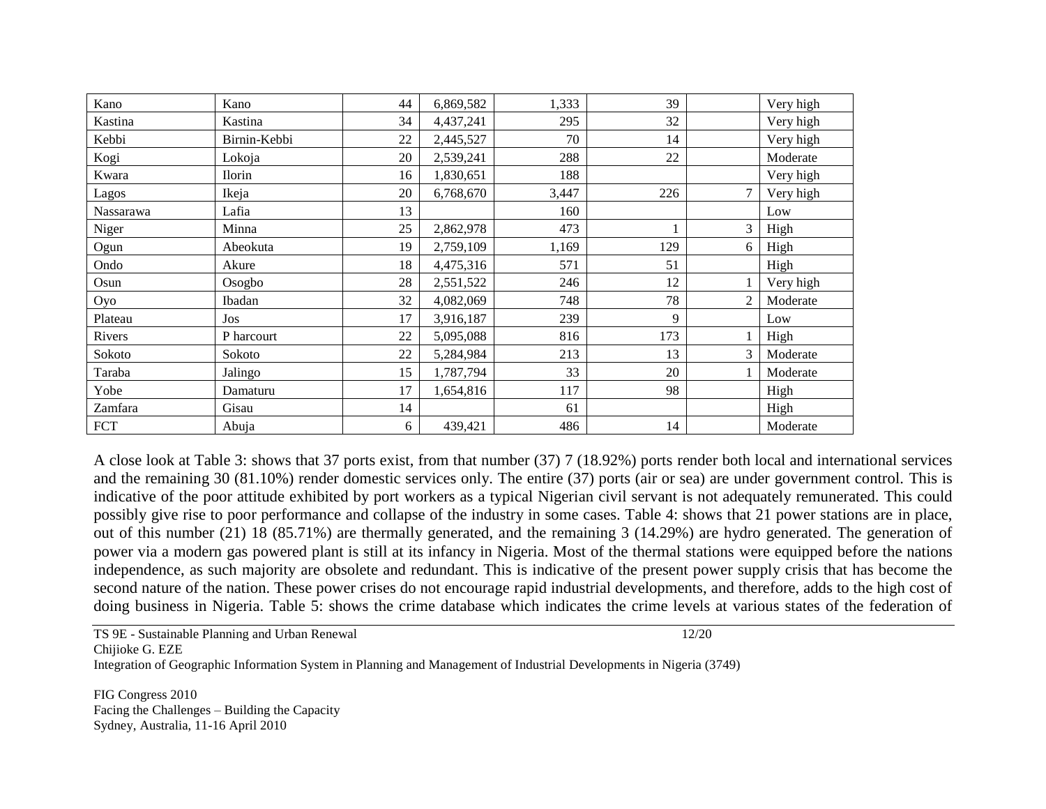| | | | | | | | |
|---|---|---|---|---|---|---|---|
| Kano | Kano | 44 | 6,869,582 | 1,333 | 39 | | Very high |
| Kastina | Kastina | 34 | 4,437,241 | 295 | 32 | | Very high |
| Kebbi | Birnin-Kebbi | 22 | 2,445,527 | 70 | 14 | | Very high |
| Kogi | Lokoja | 20 | 2,539,241 | 288 | 22 | | Moderate |
| Kwara | Ilorin | 16 | 1,830,651 | 188 | | | Very high |
| Lagos | Ikeja | 20 | 6,768,670 | 3,447 | 226 | 7 | Very high |
| Nassarawa | Lafia | 13 | | 160 | | | Low |
| Niger | Minna | 25 | 2,862,978 | 473 | 1 | 3 | High |
| Ogun | Abeokuta | 19 | 2,759,109 | 1,169 | 129 | 6 | High |
| Ondo | Akure | 18 | 4,475,316 | 571 | 51 | | High |
| Osun | Osogbo | 28 | 2,551,522 | 246 | 12 | 1 | Very high |
| Oyo | Ibadan | 32 | 4,082,069 | 748 | 78 | 2 | Moderate |
| Plateau | Jos | 17 | 3,916,187 | 239 | 9 | | Low |
| Rivers | P harcourt | 22 | 5,095,088 | 816 | 173 | 1 | High |
| Sokoto | Sokoto | 22 | 5,284,984 | 213 | 13 | 3 | Moderate |
| Taraba | Jalingo | 15 | 1,787,794 | 33 | 20 | 1 | Moderate |
| Yobe | Damaturu | 17 | 1,654,816 | 117 | 98 | | High |
| Zamfara | Gisau | 14 | | 61 | | | High |
| FCT | Abuja | 6 | 439,421 | 486 | 14 | | Moderate |

A close look at Table 3: shows that 37 ports exist, from that number (37) 7 (18.92%) ports render both local and international services and the remaining 30 (81.10%) render domestic services only. The entire (37) ports (air or sea) are under government control. This is indicative of the poor attitude exhibited by port workers as a typical Nigerian civil servant is not adequately remunerated. This could possibly give rise to poor performance and collapse of the industry in some cases. Table 4: shows that 21 power stations are in place, out of this number (21) 18 (85.71%) are thermally generated, and the remaining 3 (14.29%) are hydro generated. The generation of power via a modern gas powered plant is still at its infancy in Nigeria. Most of the thermal stations were equipped before the nations independence, as such majority are obsolete and redundant. This is indicative of the present power supply crisis that has become the second nature of the nation. These power crises do not encourage rapid industrial developments, and therefore, adds to the high cost of doing business in Nigeria. Table 5: shows the crime database which indicates the crime levels at various states of the federation of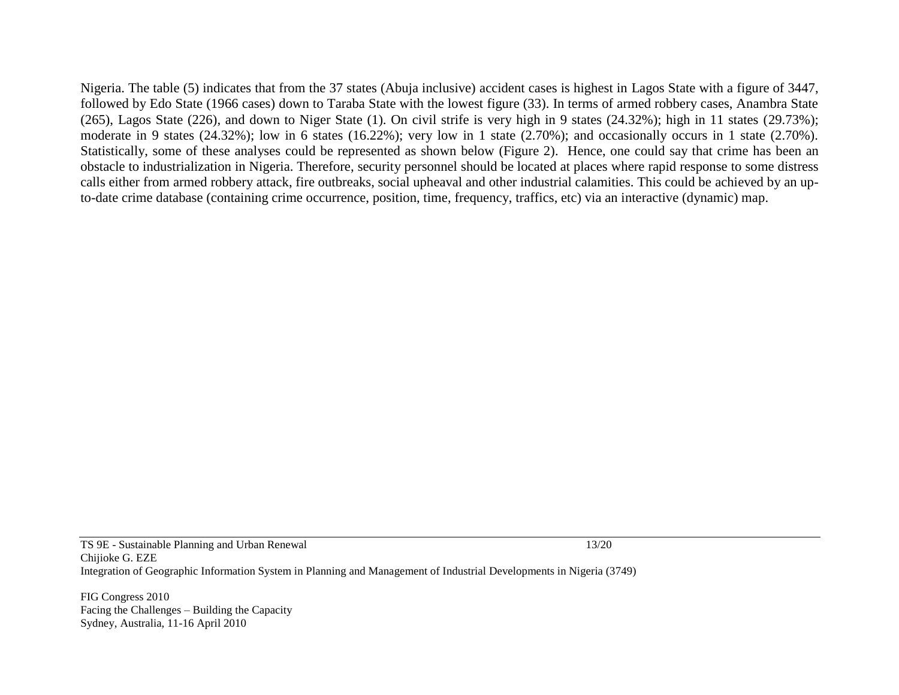Nigeria. The table (5) indicates that from the 37 states (Abuja inclusive) accident cases is highest in Lagos State with a figure of 3447, followed by Edo State (1966 cases) down to Taraba State with the lowest figure (33). In terms of armed robbery cases, Anambra State (265), Lagos State (226), and down to Niger State (1). On civil strife is very high in 9 states (24.32%); high in 11 states (29.73%); moderate in 9 states (24.32%); low in 6 states (16.22%); very low in 1 state (2.70%); and occasionally occurs in 1 state (2.70%). Statistically, some of these analyses could be represented as shown below (Figure 2). Hence, one could say that crime has been an obstacle to industrialization in Nigeria. Therefore, security personnel should be located at places where rapid response to some distress calls either from armed robbery attack, fire outbreaks, social upheaval and other industrial calamities. This could be achieved by an up-to-date crime database (containing crime occurrence, position, time, frequency, traffics, etc) via an interactive (dynamic) map.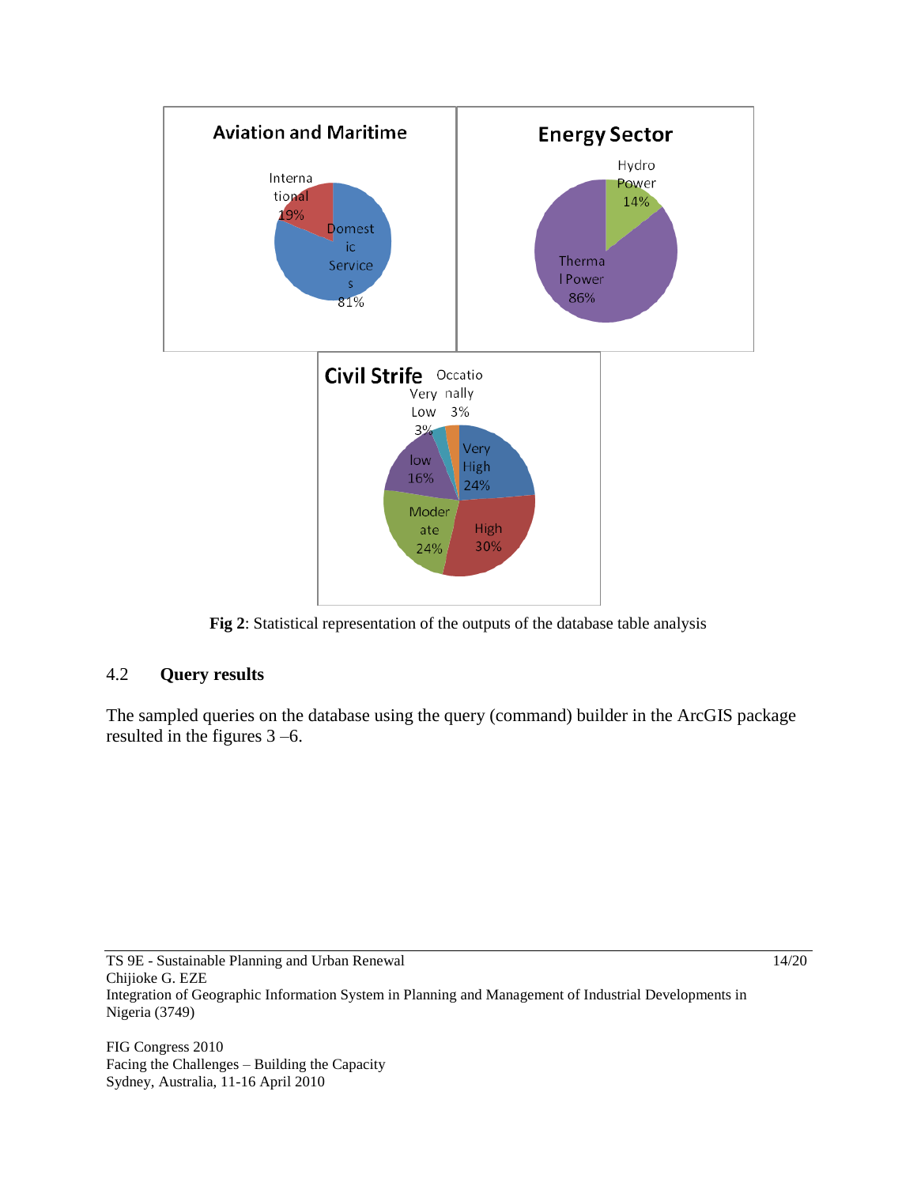**Fig 2**: Statistical representation of the outputs of the database table analysis

## 4.2 Query results

The sampled queries on the database using the query (command) builder in the ArcGIS package resulted in the figures 3 –6.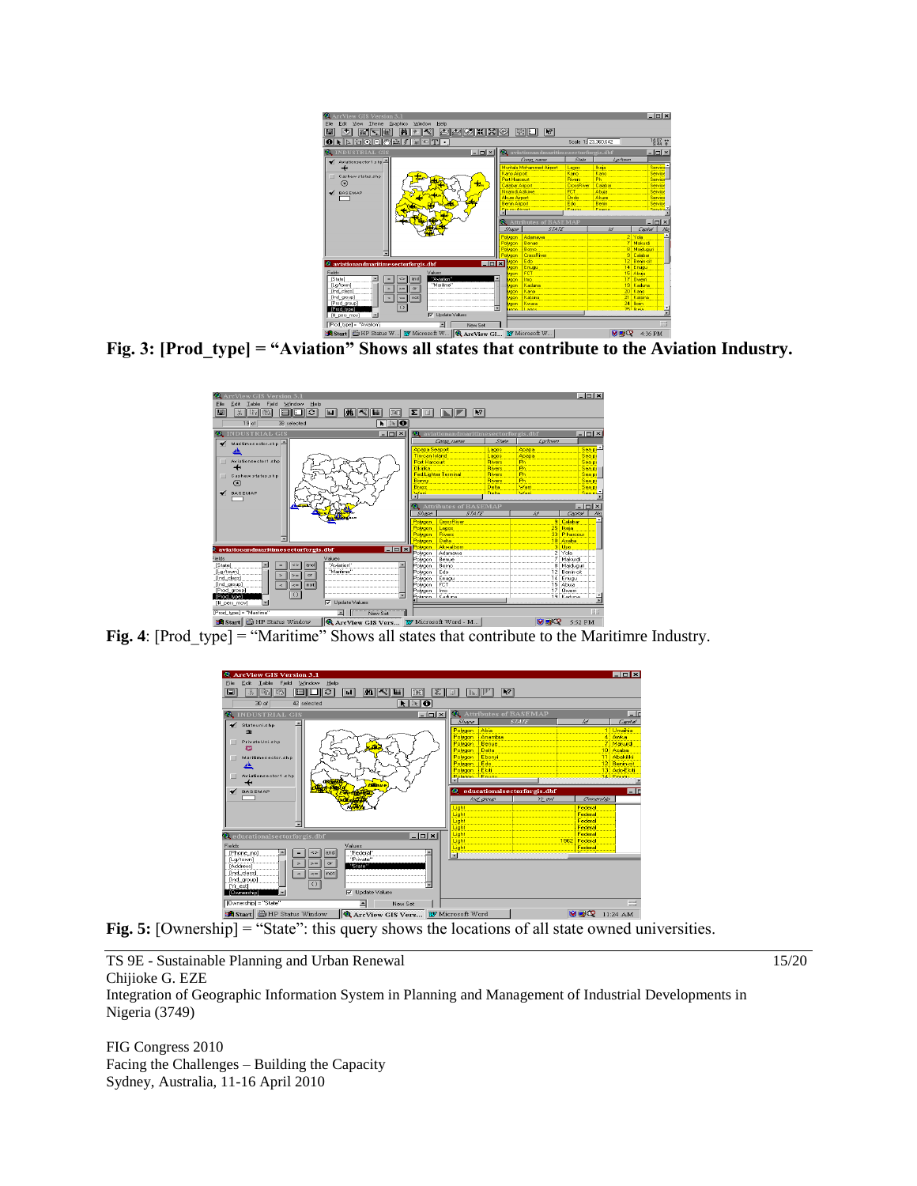**Fig. 3: [Prod_type] = “Aviation” Shows all states that contribute to the Aviation Industry.**

**Fig. 4**: [Prod_type] = “Maritime” Shows all states that contribute to the Maritimre Industry.

**Fig. 5:** [Ownership] = “State”: this query shows the locations of all state owned universities.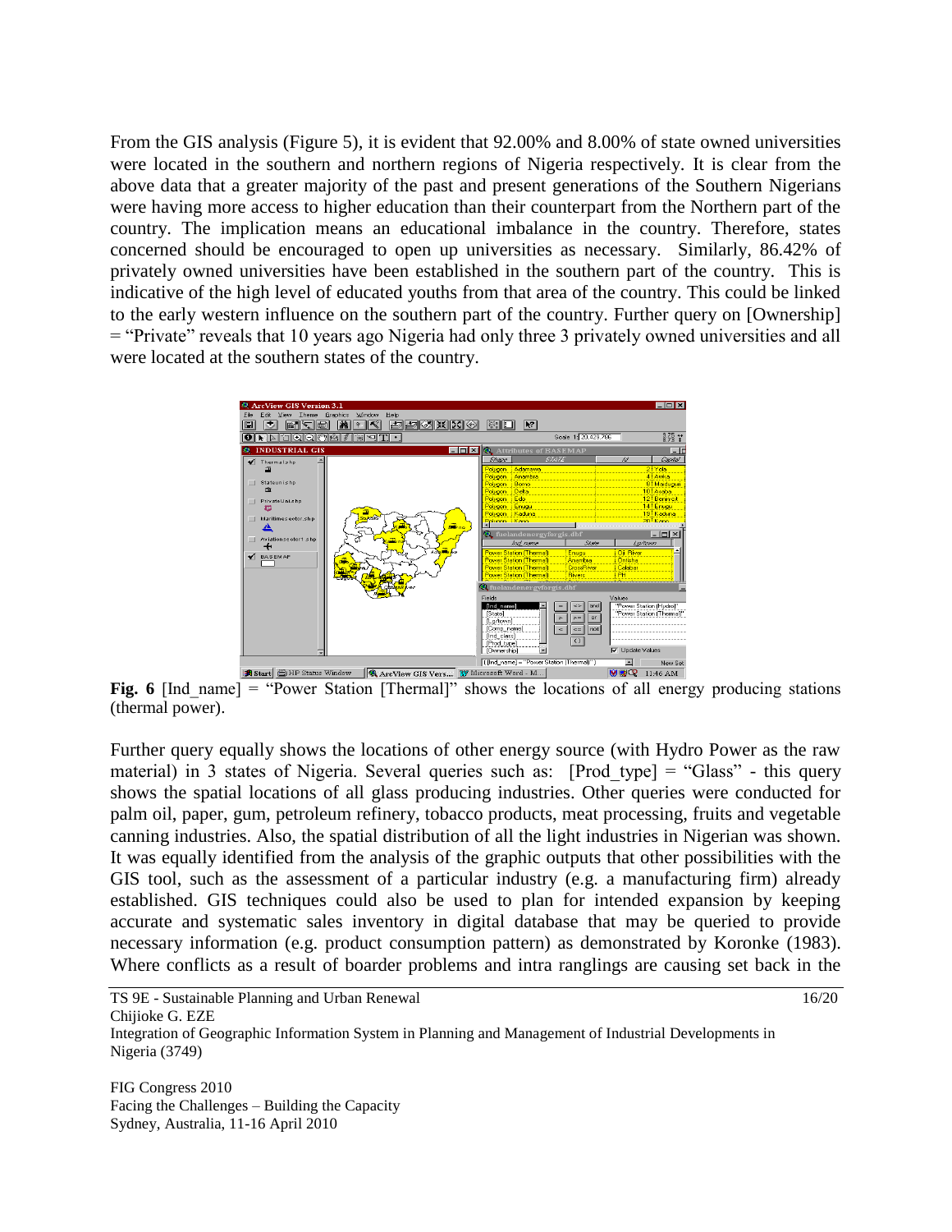From the GIS analysis (Figure 5), it is evident that 92.00% and 8.00% of state owned universities were located in the southern and northern regions of Nigeria respectively. It is clear from the above data that a greater majority of the past and present generations of the Southern Nigerians were having more access to higher education than their counterpart from the Northern part of the country. The implication means an educational imbalance in the country. Therefore, states concerned should be encouraged to open up universities as necessary. Similarly, 86.42% of privately owned universities have been established in the southern part of the country. This is indicative of the high level of educated youths from that area of the country. This could be linked to the early western influence on the southern part of the country. Further query on [Ownership] = "Private" reveals that 10 years ago Nigeria had only three 3 privately owned universities and all were located at the southern states of the country.

**Fig. 6** [Ind_name] = "Power Station [Thermal]" shows the locations of all energy producing stations (thermal power).

Further query equally shows the locations of other energy source (with Hydro Power as the raw material) in 3 states of Nigeria. Several queries such as: [Prod_type] = "Glass" - this query shows the spatial locations of all glass producing industries. Other queries were conducted for palm oil, paper, gum, petroleum refinery, tobacco products, meat processing, fruits and vegetable canning industries. Also, the spatial distribution of all the light industries in Nigerian was shown. It was equally identified from the analysis of the graphic outputs that other possibilities with the GIS tool, such as the assessment of a particular industry (e.g. a manufacturing firm) already established. GIS techniques could also be used to plan for intended expansion by keeping accurate and systematic sales inventory in digital database that may be queried to provide necessary information (e.g. product consumption pattern) as demonstrated by Koronke (1983). Where conflicts as a result of boarder problems and intra ranglings are causing set back in the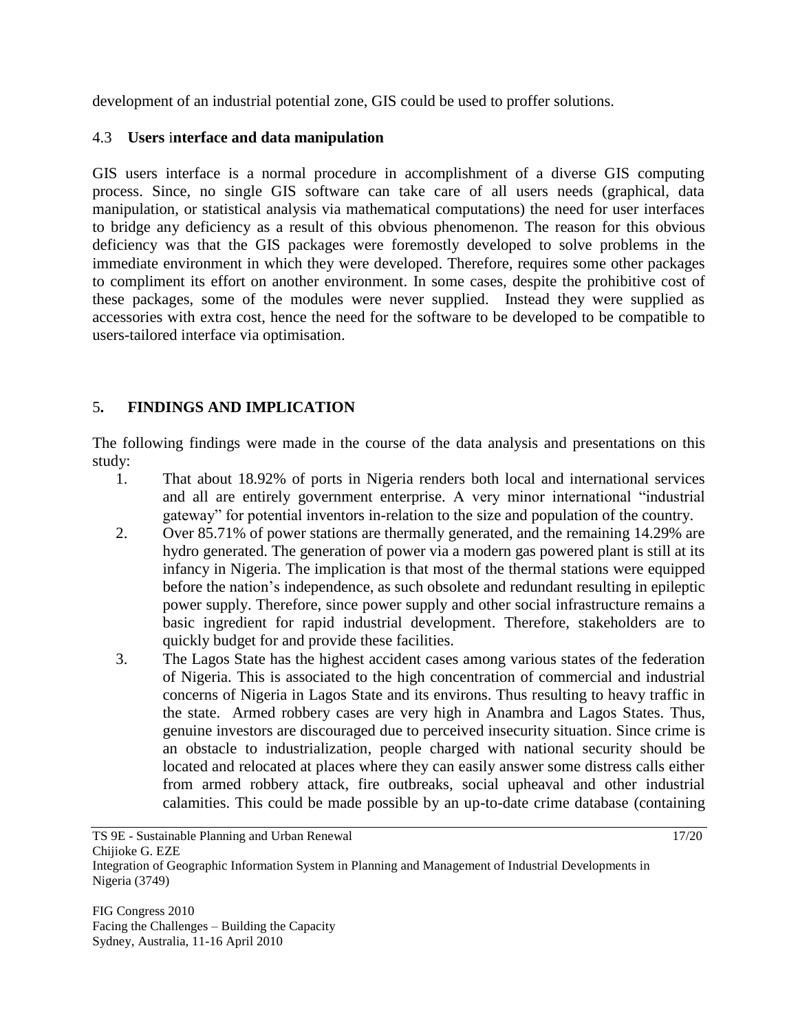development of an industrial potential zone, GIS could be used to proffer solutions.

### 4.3 **Users interface and data manipulation**

GIS users interface is a normal procedure in accomplishment of a diverse GIS computing process. Since, no single GIS software can take care of all users needs (graphical, data manipulation, or statistical analysis via mathematical computations) the need for user interfaces to bridge any deficiency as a result of this obvious phenomenon. The reason for this obvious deficiency was that the GIS packages were foremostly developed to solve problems in the immediate environment in which they were developed. Therefore, requires some other packages to compliment its effort on another environment. In some cases, despite the prohibitive cost of these packages, some of the modules were never supplied. Instead they were supplied as accessories with extra cost, hence the need for the software to be developed to be compatible to users-tailored interface via optimisation.

## 5. **FINDINGS AND IMPLICATION**

The following findings were made in the course of the data analysis and presentations on this study:

1. That about 18.92% of ports in Nigeria renders both local and international services and all are entirely government enterprise. A very minor international "industrial gateway" for potential inventors in-relation to the size and population of the country.
2. Over 85.71% of power stations are thermally generated, and the remaining 14.29% are hydro generated. The generation of power via a modern gas powered plant is still at its infancy in Nigeria. The implication is that most of the thermal stations were equipped before the nation's independence, as such obsolete and redundant resulting in epileptic power supply. Therefore, since power supply and other social infrastructure remains a basic ingredient for rapid industrial development. Therefore, stakeholders are to quickly budget for and provide these facilities.
3. The Lagos State has the highest accident cases among various states of the federation of Nigeria. This is associated to the high concentration of commercial and industrial concerns of Nigeria in Lagos State and its environs. Thus resulting to heavy traffic in the state. Armed robbery cases are very high in Anambra and Lagos States. Thus, genuine investors are discouraged due to perceived insecurity situation. Since crime is an obstacle to industrialization, people charged with national security should be located and relocated at places where they can easily answer some distress calls either from armed robbery attack, fire outbreaks, social upheaval and other industrial calamities. This could be made possible by an up-to-date crime database (containing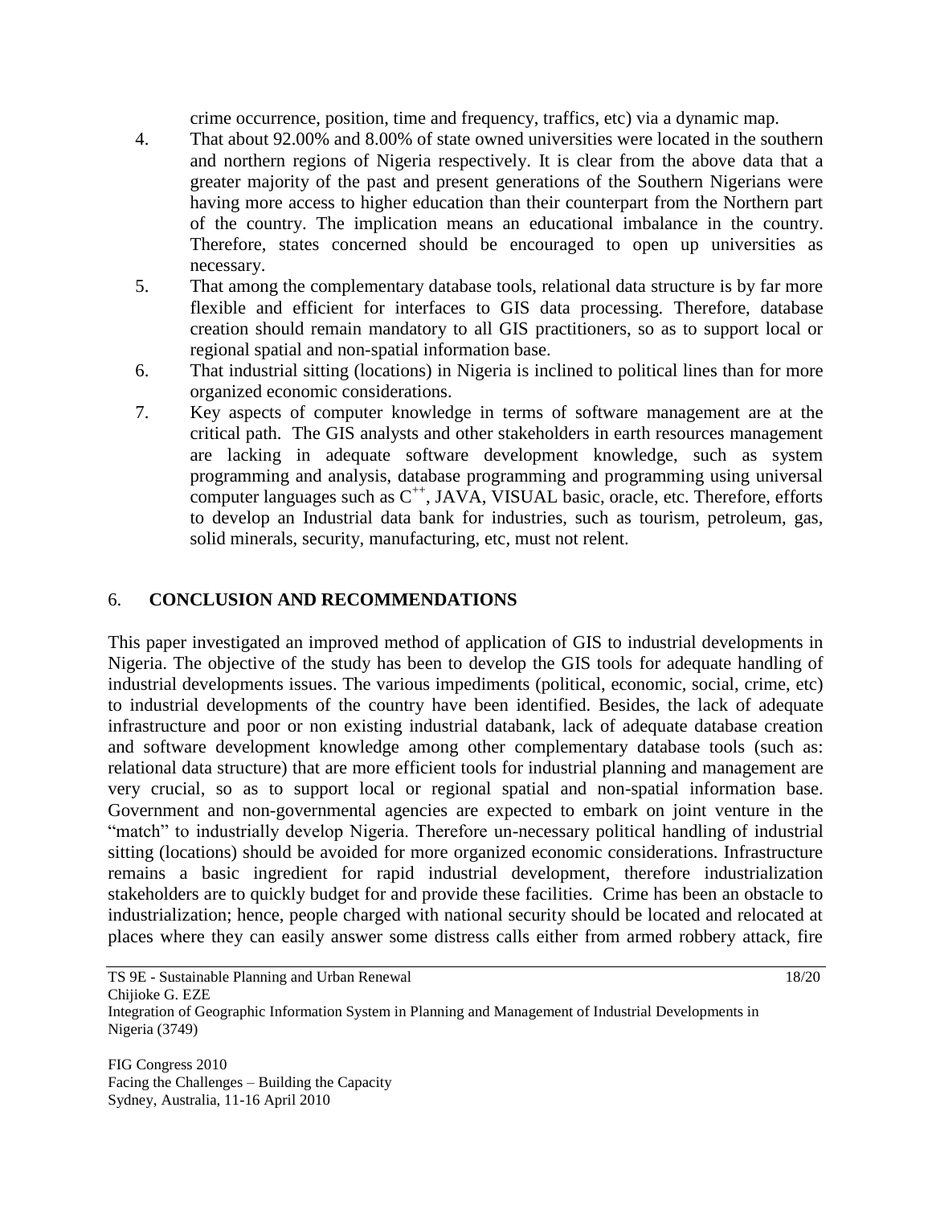crime occurrence, position, time and frequency, traffics, etc) via a dynamic map.

4. That about 92.00% and 8.00% of state owned universities were located in the southern and northern regions of Nigeria respectively. It is clear from the above data that a greater majority of the past and present generations of the Southern Nigerians were having more access to higher education than their counterpart from the Northern part of the country. The implication means an educational imbalance in the country. Therefore, states concerned should be encouraged to open up universities as necessary.
5. That among the complementary database tools, relational data structure is by far more flexible and efficient for interfaces to GIS data processing. Therefore, database creation should remain mandatory to all GIS practitioners, so as to support local or regional spatial and non-spatial information base.
6. That industrial sitting (locations) in Nigeria is inclined to political lines than for more organized economic considerations.
7. Key aspects of computer knowledge in terms of software management are at the critical path. The GIS analysts and other stakeholders in earth resources management are lacking in adequate software development knowledge, such as system programming and analysis, database programming and programming using universal computer languages such as $C^{++}$, JAVA, VISUAL basic, oracle, etc. Therefore, efforts to develop an Industrial data bank for industries, such as tourism, petroleum, gas, solid minerals, security, manufacturing, etc, must not relent.

## 6. CONCLUSION AND RECOMMENDATIONS

This paper investigated an improved method of application of GIS to industrial developments in Nigeria. The objective of the study has been to develop the GIS tools for adequate handling of industrial developments issues. The various impediments (political, economic, social, crime, etc) to industrial developments of the country have been identified. Besides, the lack of adequate infrastructure and poor or non existing industrial databank, lack of adequate database creation and software development knowledge among other complementary database tools (such as: relational data structure) that are more efficient tools for industrial planning and management are very crucial, so as to support local or regional spatial and non-spatial information base. Government and non-governmental agencies are expected to embark on joint venture in the "match" to industrially develop Nigeria. Therefore un-necessary political handling of industrial sitting (locations) should be avoided for more organized economic considerations. Infrastructure remains a basic ingredient for rapid industrial development, therefore industrialization stakeholders are to quickly budget for and provide these facilities. Crime has been an obstacle to industrialization; hence, people charged with national security should be located and relocated at places where they can easily answer some distress calls either from armed robbery attack, fire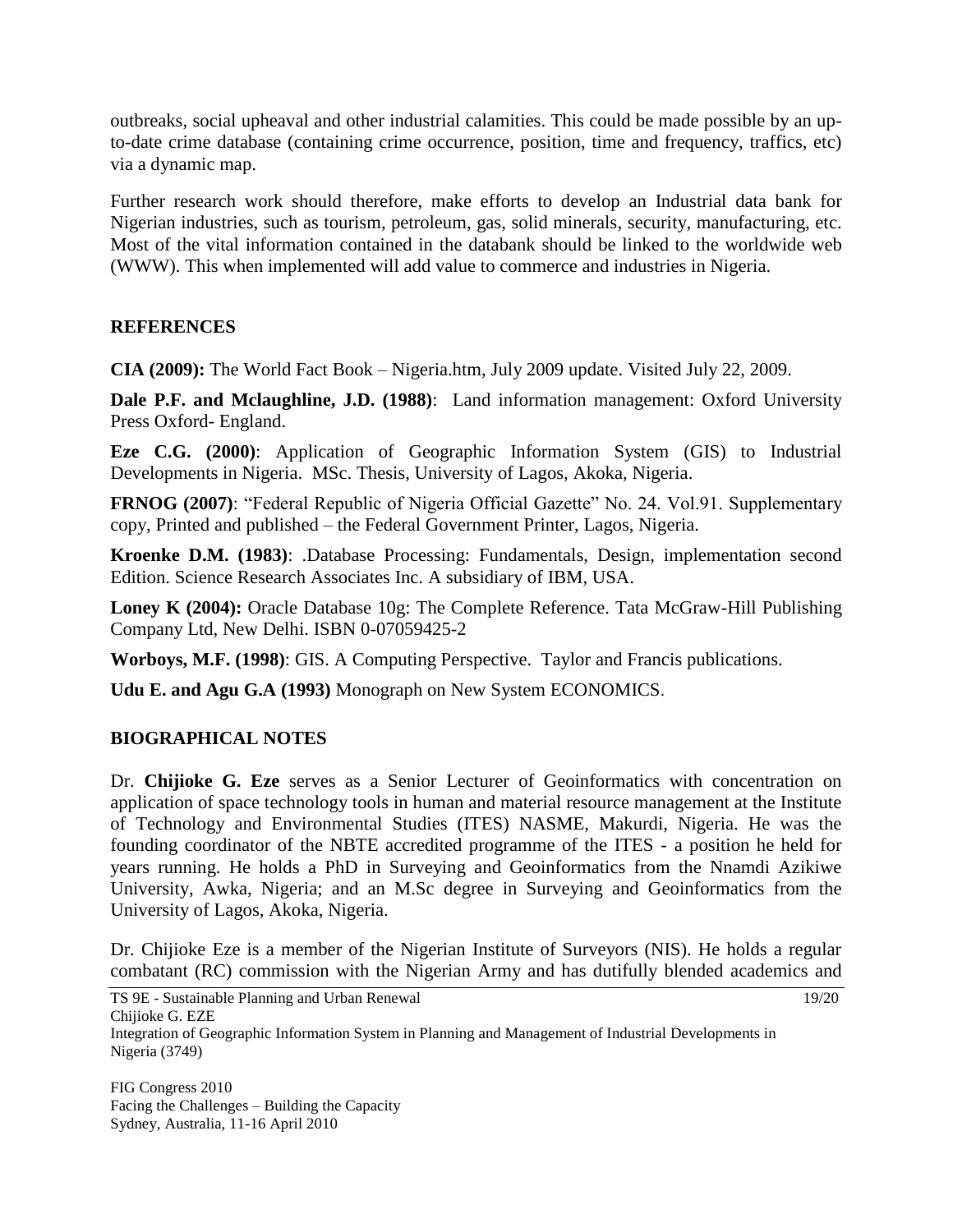outbreaks, social upheaval and other industrial calamities. This could be made possible by an up-to-date crime database (containing crime occurrence, position, time and frequency, traffics, etc) via a dynamic map.

Further research work should therefore, make efforts to develop an Industrial data bank for Nigerian industries, such as tourism, petroleum, gas, solid minerals, security, manufacturing, etc. Most of the vital information contained in the databank should be linked to the worldwide web (WWW). This when implemented will add value to commerce and industries in Nigeria.

## REFERENCES

**CIA (2009):** The World Fact Book – Nigeria.htm, July 2009 update. Visited July 22, 2009.

**Dale P.F. and Mclaughline, J.D. (1988)**: Land information management: Oxford University Press Oxford- England.

**Eze C.G. (2000)**: Application of Geographic Information System (GIS) to Industrial Developments in Nigeria. MSc. Thesis, University of Lagos, Akoka, Nigeria.

**FRNOG (2007)**: "Federal Republic of Nigeria Official Gazette" No. 24. Vol.91. Supplementary copy, Printed and published – the Federal Government Printer, Lagos, Nigeria.

**Kroenke D.M. (1983)**: .Database Processing: Fundamentals, Design, implementation second Edition. Science Research Associates Inc. A subsidiary of IBM, USA.

**Loney K (2004):** Oracle Database 10g: The Complete Reference. Tata McGraw-Hill Publishing Company Ltd, New Delhi. ISBN 0-07059425-2

**Worboys, M.F. (1998)**: GIS. A Computing Perspective. Taylor and Francis publications.

**Udu E. and Agu G.A (1993)** Monograph on New System ECONOMICS.

## BIOGRAPHICAL NOTES

Dr. **Chijioke G. Eze** serves as a Senior Lecturer of Geoinformatics with concentration on application of space technology tools in human and material resource management at the Institute of Technology and Environmental Studies (ITES) NASME, Makurdi, Nigeria. He was the founding coordinator of the NBTE accredited programme of the ITES - a position he held for years running. He holds a PhD in Surveying and Geoinformatics from the Nnamdi Azikiwe University, Awka, Nigeria; and an M.Sc degree in Surveying and Geoinformatics from the University of Lagos, Akoka, Nigeria.

Dr. Chijioke Eze is a member of the Nigerian Institute of Surveyors (NIS). He holds a regular combatant (RC) commission with the Nigerian Army and has dutifully blended academics and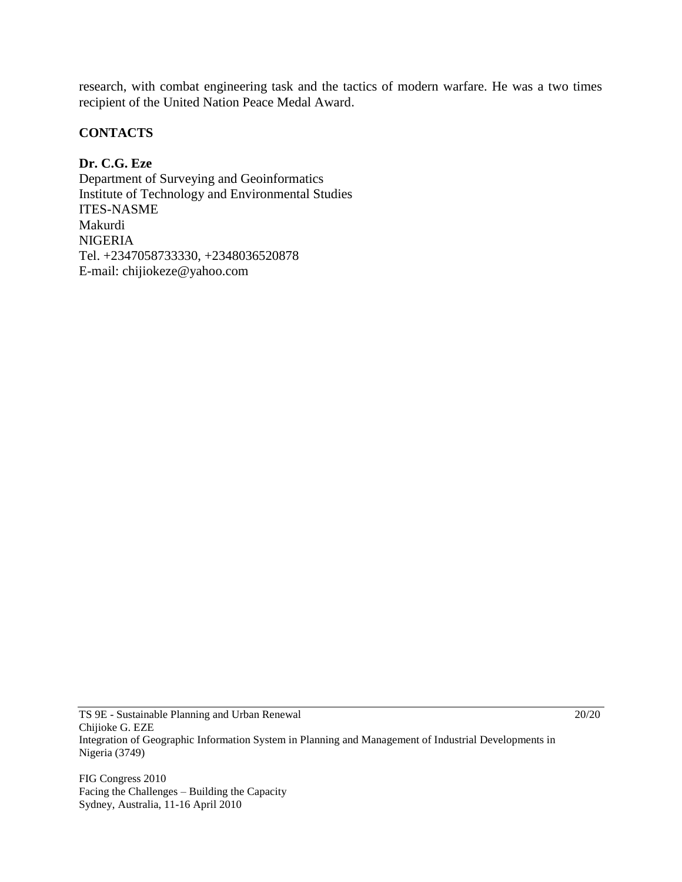research, with combat engineering task and the tactics of modern warfare. He was a two times recipient of the United Nation Peace Medal Award.

## CONTACTS

**Dr. C.G. Eze**
Department of Surveying and Geoinformatics
Institute of Technology and Environmental Studies
ITES-NASME
Makurdi
NIGERIA
Tel. +2347058733330, +2348036520878
E-mail: chijiokeze@yahoo.com